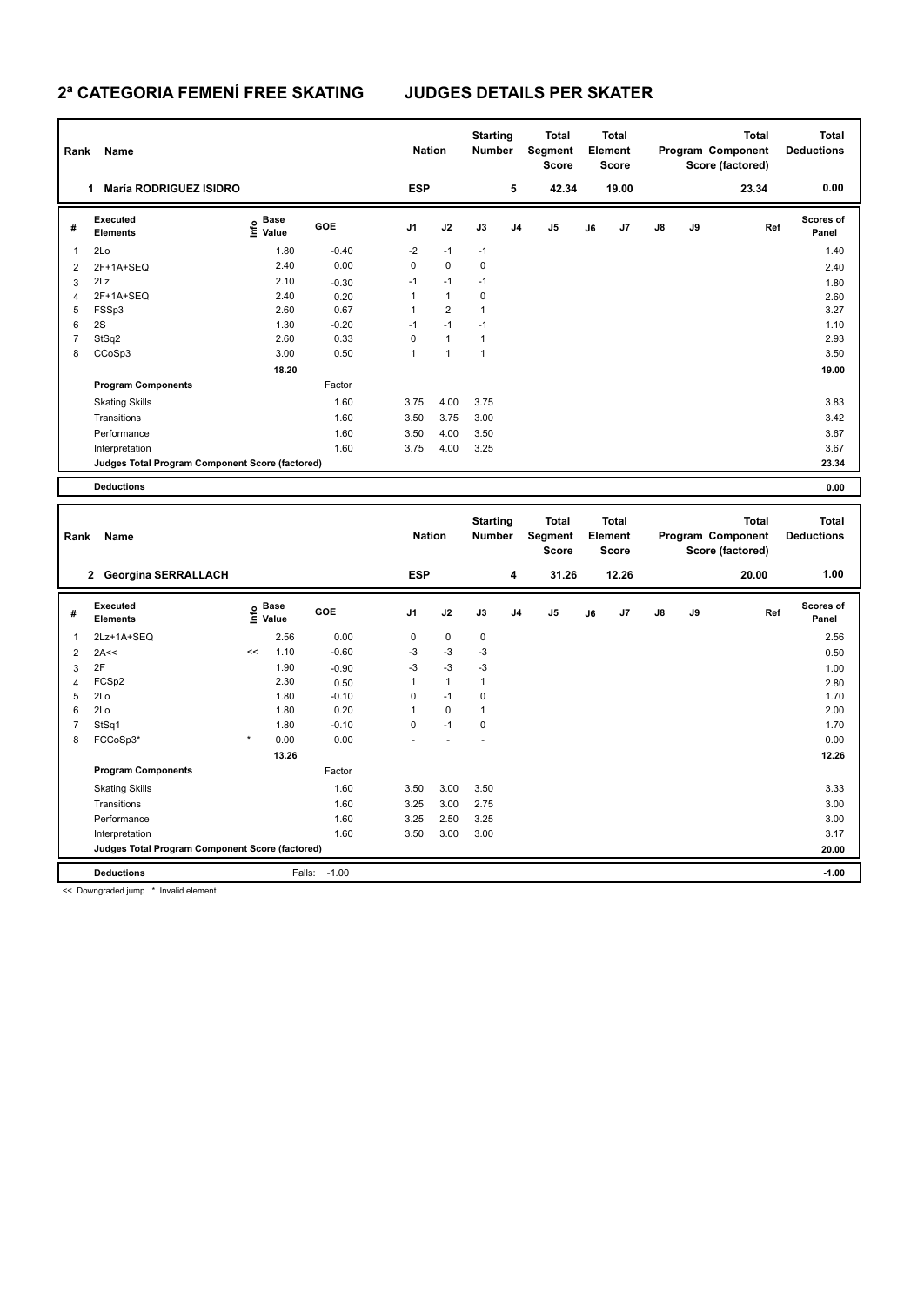# 2ª CATEGORIA FEMENÍ FREE SKATING JUDGES DETAILS PER SKATER

| Rank | Name | Nation | Starting Number | Total Segment Score | Total Element Score | Total Program Component Score (factored) | Total Deductions |
|---|---|---|---|---|---|---|---|
| 1 | María RODRIGUEZ ISIDRO | ESP | 5 | 42.34 | 19.00 | 23.34 | 0.00 |

| # | Executed Elements | Info | Base Value | GOE | J1 | J2 | J3 | J4 | J5 | J6 | J7 | J8 | J9 | Ref | Scores of Panel |
|---|---|---|---|---|---|---|---|---|---|---|---|---|---|---|---|
| 1 | 2Lo | | 1.80 | -0.40 | -2 | -1 | -1 | | | | | | | | 1.40 |
| 2 | 2F+1A+SEQ | | 2.40 | 0.00 | 0 | 0 | 0 | | | | | | | | 2.40 |
| 3 | 2Lz | | 2.10 | -0.30 | -1 | -1 | -1 | | | | | | | | 1.80 |
| 4 | 2F+1A+SEQ | | 2.40 | 0.20 | 1 | 1 | 0 | | | | | | | | 2.60 |
| 5 | FSSp3 | | 2.60 | 0.67 | 1 | 2 | 1 | | | | | | | | 3.27 |
| 6 | 2S | | 1.30 | -0.20 | -1 | -1 | -1 | | | | | | | | 1.10 |
| 7 | StSq2 | | 2.60 | 0.33 | 0 | 1 | 1 | | | | | | | | 2.93 |
| 8 | CCoSp3 | | 3.00 | 0.50 | 1 | 1 | 1 | | | | | | | | 3.50 |
| | | | 18.20 | | | | | | | | | | | | 19.00 |

| Program Components | Factor | J1 | J2 | J3 | J4 | J5 | J6 | J7 | J8 | J9 | Scores of Panel |
|---|---|---|---|---|---|---|---|---|---|---|---|
| Skating Skills | 1.60 | 3.75 | 4.00 | 3.75 | | | | | | | 3.83 |
| Transitions | 1.60 | 3.50 | 3.75 | 3.00 | | | | | | | 3.42 |
| Performance | 1.60 | 3.50 | 4.00 | 3.50 | | | | | | | 3.67 |
| Interpretation | 1.60 | 3.75 | 4.00 | 3.25 | | | | | | | 3.67 |
| Judges Total Program Component Score (factored) | | | | | | | | | | | 23.34 |

| Deductions | | 0.00 |
|---|---|---|

| Rank | Name | Nation | Starting Number | Total Segment Score | Total Element Score | Total Program Component Score (factored) | Total Deductions |
|---|---|---|---|---|---|---|---|
| 2 | Georgina SERRALLACH | ESP | 4 | 31.26 | 12.26 | 20.00 | 1.00 |

| # | Executed Elements | Info | Base Value | GOE | J1 | J2 | J3 | J4 | J5 | J6 | J7 | J8 | J9 | Ref | Scores of Panel |
|---|---|---|---|---|---|---|---|---|---|---|---|---|---|---|---|
| 1 | 2Lz+1A+SEQ | | 2.56 | 0.00 | 0 | 0 | 0 | | | | | | | | 2.56 |
| 2 | 2A<< | << | 1.10 | -0.60 | -3 | -3 | -3 | | | | | | | | 0.50 |
| 3 | 2F | | 1.90 | -0.90 | -3 | -3 | -3 | | | | | | | | 1.00 |
| 4 | FCSp2 | | 2.30 | 0.50 | 1 | 1 | 1 | | | | | | | | 2.80 |
| 5 | 2Lo | | 1.80 | -0.10 | 0 | -1 | 0 | | | | | | | | 1.70 |
| 6 | 2Lo | | 1.80 | 0.20 | 1 | 0 | 1 | | | | | | | | 2.00 |
| 7 | StSq1 | | 1.80 | -0.10 | 0 | -1 | 0 | | | | | | | | 1.70 |
| 8 | FCCoSp3* | * | 0.00 | 0.00 | - | - | - | | | | | | | | 0.00 |
| | | | 13.26 | | | | | | | | | | | | 12.26 |

| Program Components | Factor | J1 | J2 | J3 | J4 | J5 | J6 | J7 | J8 | J9 | Scores of Panel |
|---|---|---|---|---|---|---|---|---|---|---|---|
| Skating Skills | 1.60 | 3.50 | 3.00 | 3.50 | | | | | | | 3.33 |
| Transitions | 1.60 | 3.25 | 3.00 | 2.75 | | | | | | | 3.00 |
| Performance | 1.60 | 3.25 | 2.50 | 3.25 | | | | | | | 3.00 |
| Interpretation | 1.60 | 3.50 | 3.00 | 3.00 | | | | | | | 3.17 |
| Judges Total Program Component Score (factored) | | | | | | | | | | | 20.00 |

| Deductions | Falls: -1.00 | -1.00 |
|---|---|---|

<< Downgraded jump * Invalid element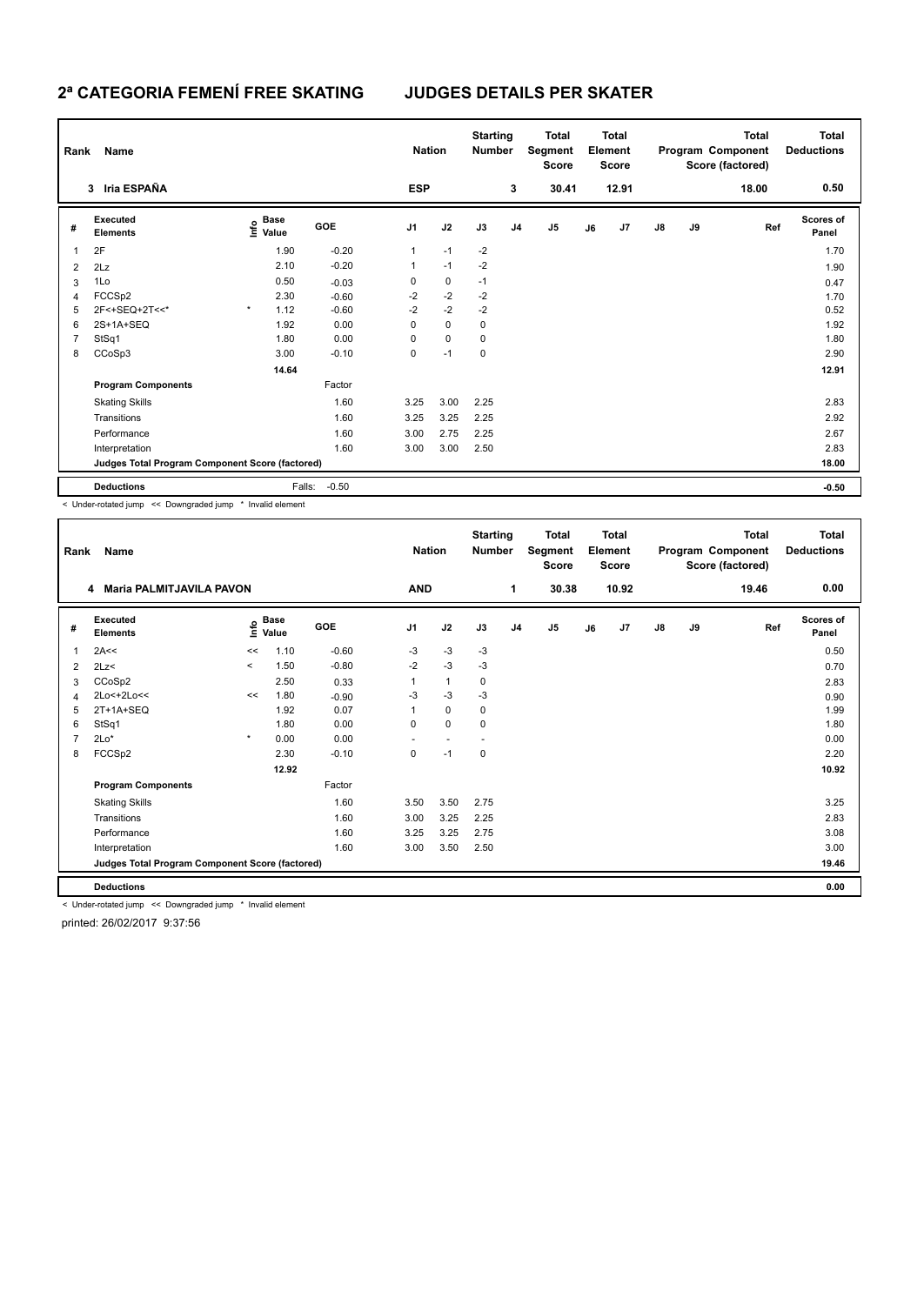# 2ª CATEGORIA FEMENÍ FREE SKATING JUDGES DETAILS PER SKATER

| Rank | Name | Nation | Starting Number | Total Segment Score | Total Element Score | Total Program Component Score (factored) | Total Deductions |
|---|---|---|---|---|---|---|---|
| 3 | Iria ESPAÑA | ESP | 3 | 30.41 | 12.91 | 18.00 | 0.50 |

| # | Executed Elements | Info | Base Value | GOE | J1 | J2 | J3 | J4 | J5 | J6 | J7 | J8 | J9 | Ref | Scores of Panel |
|---|---|---|---|---|---|---|---|---|---|---|---|---|---|---|---|
| 1 | 2F | | 1.90 | -0.20 | 1 | -1 | -2 | | | | | | | | 1.70 |
| 2 | 2Lz | | 2.10 | -0.20 | 1 | -1 | -2 | | | | | | | | 1.90 |
| 3 | 1Lo | | 0.50 | -0.03 | 0 | 0 | -1 | | | | | | | | 0.47 |
| 4 | FCCSp2 | | 2.30 | -0.60 | -2 | -2 | -2 | | | | | | | | 1.70 |
| 5 | 2F<+SEQ+2T<<* | * | 1.12 | -0.60 | -2 | -2 | -2 | | | | | | | | 0.52 |
| 6 | 2S+1A+SEQ | | 1.92 | 0.00 | 0 | 0 | 0 | | | | | | | | 1.92 |
| 7 | StSq1 | | 1.80 | 0.00 | 0 | 0 | 0 | | | | | | | | 1.80 |
| 8 | CCoSp3 | | 3.00 | -0.10 | 0 | -1 | 0 | | | | | | | | 2.90 |
| | | | 14.64 | | | | | | | | | | | | 12.91 |
| | **Program Components** | | | Factor | | | | | | | | | | | |
| | Skating Skills | | | 1.60 | 3.25 | 3.00 | 2.25 | | | | | | | | 2.83 |
| | Transitions | | | 1.60 | 3.25 | 3.25 | 2.25 | | | | | | | | 2.92 |
| | Performance | | | 1.60 | 3.00 | 2.75 | 2.25 | | | | | | | | 2.67 |
| | Interpretation | | | 1.60 | 3.00 | 3.00 | 2.50 | | | | | | | | 2.83 |
| | **Judges Total Program Component Score (factored)** | | | | | | | | | | | | | | 18.00 |
| | **Deductions** | | Falls: | -0.50 | | | | | | | | | | | -0.50 |

< Under-rotated jump << Downgraded jump * Invalid element

| Rank | Name | Nation | Starting Number | Total Segment Score | Total Element Score | Total Program Component Score (factored) | Total Deductions |
|---|---|---|---|---|---|---|---|
| 4 | Maria PALMITJAVILA PAVON | AND | 1 | 30.38 | 10.92 | 19.46 | 0.00 |

| # | Executed Elements | Info | Base Value | GOE | J1 | J2 | J3 | J4 | J5 | J6 | J7 | J8 | J9 | Ref | Scores of Panel |
|---|---|---|---|---|---|---|---|---|---|---|---|---|---|---|---|
| 1 | 2A<< | << | 1.10 | -0.60 | -3 | -3 | -3 | | | | | | | | 0.50 |
| 2 | 2Lz< | < | 1.50 | -0.80 | -2 | -3 | -3 | | | | | | | | 0.70 |
| 3 | CCoSp2 | | 2.50 | 0.33 | 1 | 1 | 0 | | | | | | | | 2.83 |
| 4 | 2Lo<+2Lo<< | << | 1.80 | -0.90 | -3 | -3 | -3 | | | | | | | | 0.90 |
| 5 | 2T+1A+SEQ | | 1.92 | 0.07 | 1 | 0 | 0 | | | | | | | | 1.99 |
| 6 | StSq1 | | 1.80 | 0.00 | 0 | 0 | 0 | | | | | | | | 1.80 |
| 7 | 2Lo* | * | 0.00 | 0.00 | - | - | - | | | | | | | | 0.00 |
| 8 | FCCSp2 | | 2.30 | -0.10 | 0 | -1 | 0 | | | | | | | | 2.20 |
| | | | 12.92 | | | | | | | | | | | | 10.92 |
| | **Program Components** | | | Factor | | | | | | | | | | | |
| | Skating Skills | | | 1.60 | 3.50 | 3.50 | 2.75 | | | | | | | | 3.25 |
| | Transitions | | | 1.60 | 3.00 | 3.25 | 2.25 | | | | | | | | 2.83 |
| | Performance | | | 1.60 | 3.25 | 3.25 | 2.75 | | | | | | | | 3.08 |
| | Interpretation | | | 1.60 | 3.00 | 3.50 | 2.50 | | | | | | | | 3.00 |
| | **Judges Total Program Component Score (factored)** | | | | | | | | | | | | | | 19.46 |
| | **Deductions** | | | | | | | | | | | | | | 0.00 |

< Under-rotated jump << Downgraded jump * Invalid element

printed: 26/02/2017 9:37:56